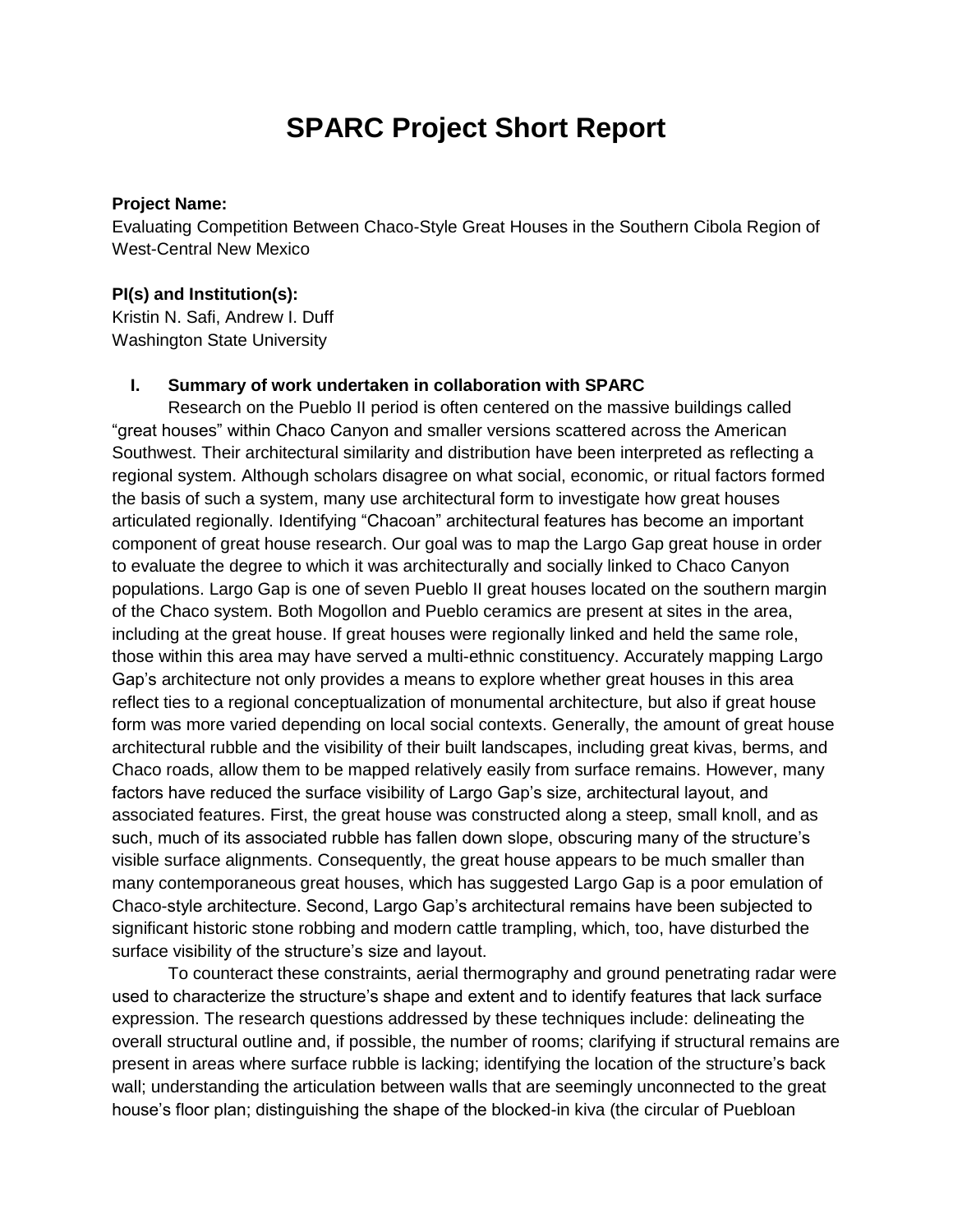# SPARC Project Short Report

**Project Name:**
Evaluating Competition Between Chaco-Style Great Houses in the Southern Cibola Region of West-Central New Mexico

**PI(s) and Institution(s):**
Kristin N. Safi, Andrew I. Duff
Washington State University

## I. Summary of work undertaken in collaboration with SPARC

Research on the Pueblo II period is often centered on the massive buildings called "great houses" within Chaco Canyon and smaller versions scattered across the American Southwest. Their architectural similarity and distribution have been interpreted as reflecting a regional system. Although scholars disagree on what social, economic, or ritual factors formed the basis of such a system, many use architectural form to investigate how great houses articulated regionally. Identifying "Chacoan" architectural features has become an important component of great house research. Our goal was to map the Largo Gap great house in order to evaluate the degree to which it was architecturally and socially linked to Chaco Canyon populations. Largo Gap is one of seven Pueblo II great houses located on the southern margin of the Chaco system. Both Mogollon and Pueblo ceramics are present at sites in the area, including at the great house. If great houses were regionally linked and held the same role, those within this area may have served a multi-ethnic constituency. Accurately mapping Largo Gap's architecture not only provides a means to explore whether great houses in this area reflect ties to a regional conceptualization of monumental architecture, but also if great house form was more varied depending on local social contexts. Generally, the amount of great house architectural rubble and the visibility of their built landscapes, including great kivas, berms, and Chaco roads, allow them to be mapped relatively easily from surface remains. However, many factors have reduced the surface visibility of Largo Gap's size, architectural layout, and associated features. First, the great house was constructed along a steep, small knoll, and as such, much of its associated rubble has fallen down slope, obscuring many of the structure's visible surface alignments. Consequently, the great house appears to be much smaller than many contemporaneous great houses, which has suggested Largo Gap is a poor emulation of Chaco-style architecture. Second, Largo Gap's architectural remains have been subjected to significant historic stone robbing and modern cattle trampling, which, too, have disturbed the surface visibility of the structure's size and layout.

To counteract these constraints, aerial thermography and ground penetrating radar were used to characterize the structure's shape and extent and to identify features that lack surface expression. The research questions addressed by these techniques include: delineating the overall structural outline and, if possible, the number of rooms; clarifying if structural remains are present in areas where surface rubble is lacking; identifying the location of the structure's back wall; understanding the articulation between walls that are seemingly unconnected to the great house's floor plan; distinguishing the shape of the blocked-in kiva (the circular of Puebloan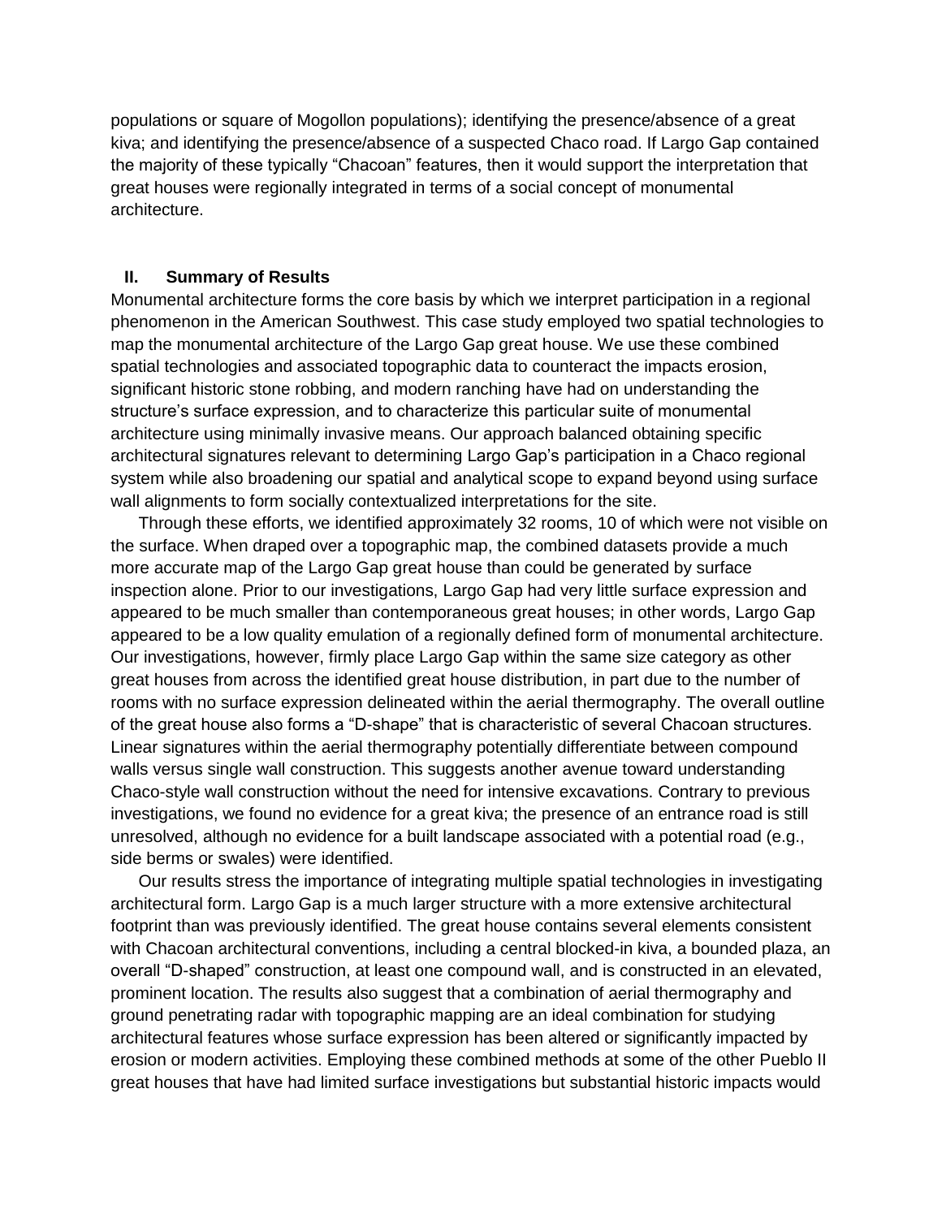populations or square of Mogollon populations); identifying the presence/absence of a great kiva; and identifying the presence/absence of a suspected Chaco road. If Largo Gap contained the majority of these typically "Chacoan" features, then it would support the interpretation that great houses were regionally integrated in terms of a social concept of monumental architecture.

## II. Summary of Results

Monumental architecture forms the core basis by which we interpret participation in a regional phenomenon in the American Southwest. This case study employed two spatial technologies to map the monumental architecture of the Largo Gap great house. We use these combined spatial technologies and associated topographic data to counteract the impacts erosion, significant historic stone robbing, and modern ranching have had on understanding the structure's surface expression, and to characterize this particular suite of monumental architecture using minimally invasive means. Our approach balanced obtaining specific architectural signatures relevant to determining Largo Gap's participation in a Chaco regional system while also broadening our spatial and analytical scope to expand beyond using surface wall alignments to form socially contextualized interpretations for the site.

Through these efforts, we identified approximately 32 rooms, 10 of which were not visible on the surface. When draped over a topographic map, the combined datasets provide a much more accurate map of the Largo Gap great house than could be generated by surface inspection alone. Prior to our investigations, Largo Gap had very little surface expression and appeared to be much smaller than contemporaneous great houses; in other words, Largo Gap appeared to be a low quality emulation of a regionally defined form of monumental architecture. Our investigations, however, firmly place Largo Gap within the same size category as other great houses from across the identified great house distribution, in part due to the number of rooms with no surface expression delineated within the aerial thermography. The overall outline of the great house also forms a "D-shape" that is characteristic of several Chacoan structures. Linear signatures within the aerial thermography potentially differentiate between compound walls versus single wall construction. This suggests another avenue toward understanding Chaco-style wall construction without the need for intensive excavations. Contrary to previous investigations, we found no evidence for a great kiva; the presence of an entrance road is still unresolved, although no evidence for a built landscape associated with a potential road (e.g., side berms or swales) were identified.

Our results stress the importance of integrating multiple spatial technologies in investigating architectural form. Largo Gap is a much larger structure with a more extensive architectural footprint than was previously identified. The great house contains several elements consistent with Chacoan architectural conventions, including a central blocked-in kiva, a bounded plaza, an overall "D-shaped" construction, at least one compound wall, and is constructed in an elevated, prominent location. The results also suggest that a combination of aerial thermography and ground penetrating radar with topographic mapping are an ideal combination for studying architectural features whose surface expression has been altered or significantly impacted by erosion or modern activities. Employing these combined methods at some of the other Pueblo II great houses that have had limited surface investigations but substantial historic impacts would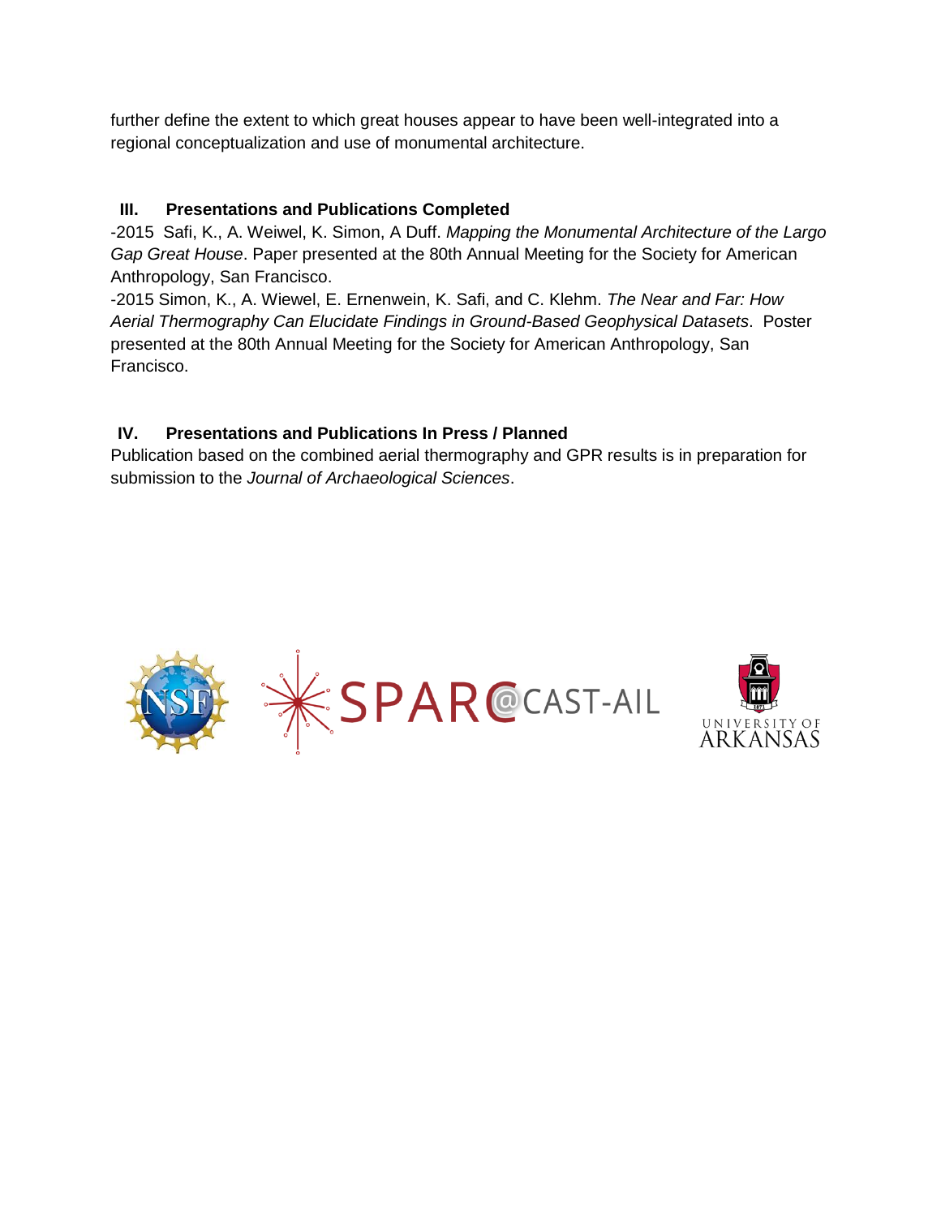further define the extent to which great houses appear to have been well-integrated into a regional conceptualization and use of monumental architecture.

## III. Presentations and Publications Completed

-2015 Safi, K., A. Weiwel, K. Simon, A Duff. *Mapping the Monumental Architecture of the Largo Gap Great House*. Paper presented at the 80th Annual Meeting for the Society for American Anthropology, San Francisco.

-2015 Simon, K., A. Wiewel, E. Ernenwein, K. Safi, and C. Klehm. *The Near and Far: How Aerial Thermography Can Elucidate Findings in Ground-Based Geophysical Datasets*. Poster presented at the 80th Annual Meeting for the Society for American Anthropology, San Francisco.

## IV. Presentations and Publications In Press / Planned

Publication based on the combined aerial thermography and GPR results is in preparation for submission to the *Journal of Archaeological Sciences*.